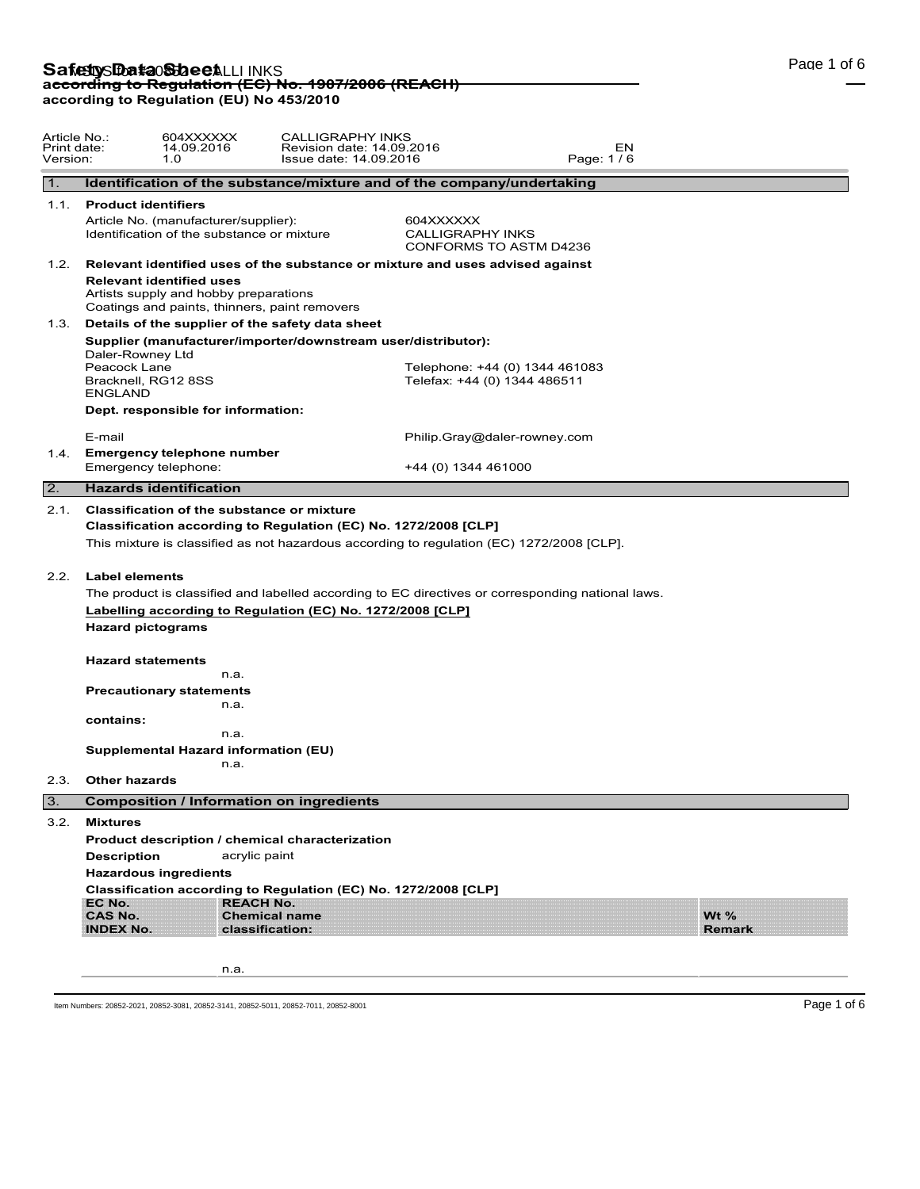# Safety Data Sheet

**according to Regulation (EC) No. 1907/2006 (REACH)**
**according to Regulation (EU) No 453/2010**

| | | | |
|---|---|---|---|
| Article No.: | 604XXXXXX | CALLIGRAPHY INKS | |
| Print date: | 14.09.2016 | Revision date: 14.09.2016 | EN |
| Version: | 1.0 | Issue date: 14.09.2016 | Page: 1 / 6 |

## 1. Identification of the substance/mixture and of the company/undertaking

**1.1. Product identifiers**

Article No. (manufacturer/supplier): 604XXXXXX

Identification of the substance or mixture: CALLIGRAPHY INKS
CONFORMS TO ASTM D4236

**1.2. Relevant identified uses of the substance or mixture and uses advised against**

**Relevant identified uses**

Artists supply and hobby preparations
Coatings and paints, thinners, paint removers

**1.3. Details of the supplier of the safety data sheet**

**Supplier (manufacturer/importer/downstream user/distributor):**

Daler-Rowney Ltd
Peacock Lane
Bracknell, RG12 8SS
ENGLAND

Telephone: +44 (0) 1344 461083
Telefax: +44 (0) 1344 486511

**Dept. responsible for information:**

E-mail: Philip.Gray@daler-rowney.com

**1.4. Emergency telephone number**

Emergency telephone: +44 (0) 1344 461000

## 2. Hazards identification

**2.1. Classification of the substance or mixture**

**Classification according to Regulation (EC) No. 1272/2008 [CLP]**

This mixture is classified as not hazardous according to regulation (EC) 1272/2008 [CLP].

**2.2. Label elements**

The product is classified and labelled according to EC directives or corresponding national laws.

**Labelling according to Regulation (EC) No. 1272/2008 [CLP]**

**Hazard pictograms**

**Hazard statements**

n.a.

**Precautionary statements**

n.a.

**contains:**

n.a.

**Supplemental Hazard information (EU)**

n.a.

**2.3. Other hazards**

## 3. Composition / Information on ingredients

**3.2. Mixtures**

**Product description / chemical characterization**

**Description** acrylic paint

**Hazardous ingredients**

**Classification according to Regulation (EC) No. 1272/2008 [CLP]**

| EC No.<br>CAS No.<br>INDEX No. | REACH No.<br>Chemical name<br>classification: | Wt %<br>Remark |
|---|---|---|
| | n.a. | |

Item Numbers: 20852-2021, 20852-3081, 20852-3141, 20852-5011, 20852-7011, 20852-8001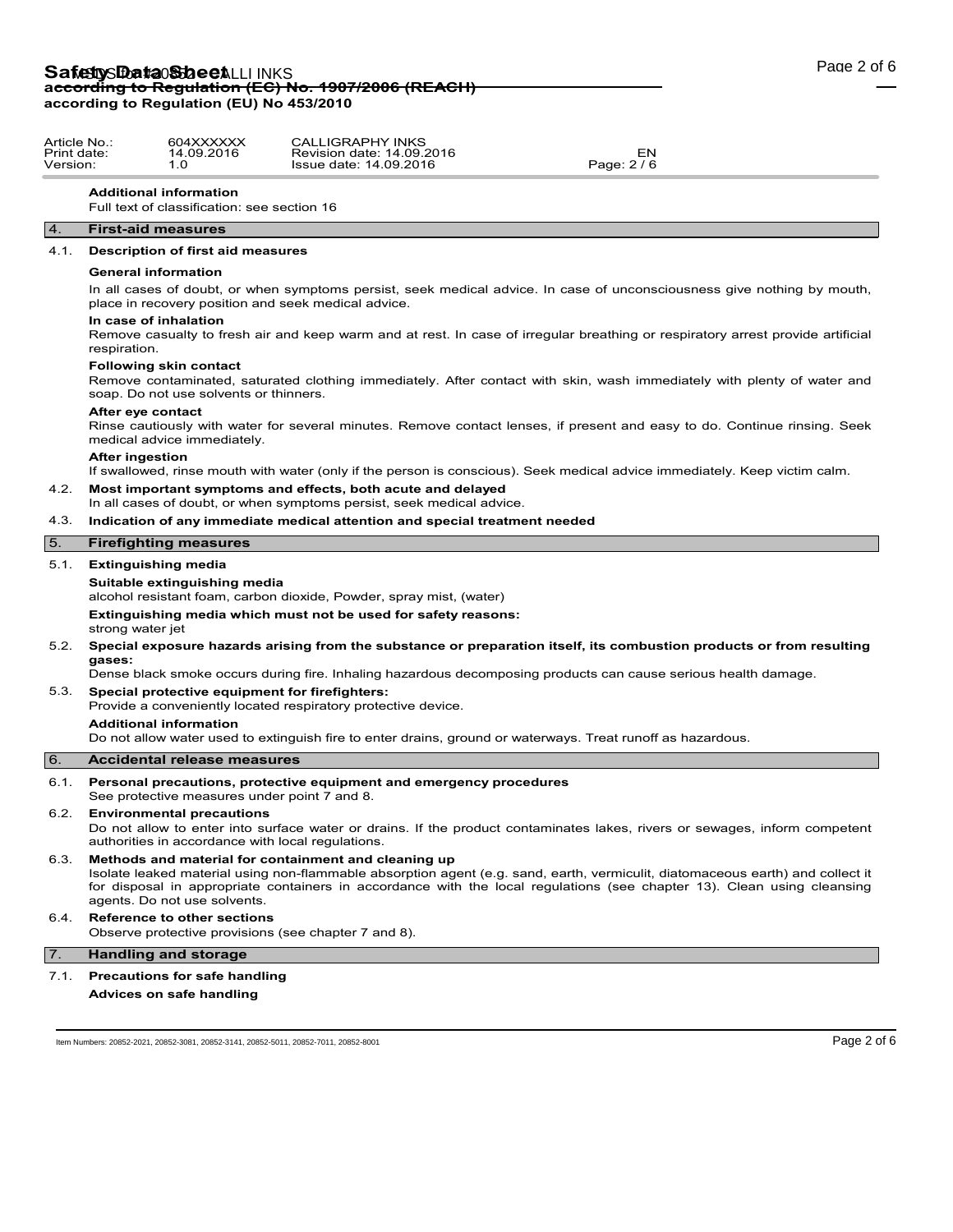| Article No.: | 604XXXXXX | CALLIGRAPHY INKS | |
|---|---|---|---|
| Print date: | 14.09.2016 | Revision date: 14.09.2016 | EN |
| Version: | 1.0 | Issue date: 14.09.2016 | Page: 2 / 6 |

**Additional information**

Full text of classification: see section 16

## 4. First-aid measures

### 4.1. Description of first aid measures

**General information**

In all cases of doubt, or when symptoms persist, seek medical advice. In case of unconsciousness give nothing by mouth, place in recovery position and seek medical advice.

**In case of inhalation**

Remove casualty to fresh air and keep warm and at rest. In case of irregular breathing or respiratory arrest provide artificial respiration.

**Following skin contact**

Remove contaminated, saturated clothing immediately. After contact with skin, wash immediately with plenty of water and soap. Do not use solvents or thinners.

**After eye contact**

Rinse cautiously with water for several minutes. Remove contact lenses, if present and easy to do. Continue rinsing. Seek medical advice immediately.

**After ingestion**

If swallowed, rinse mouth with water (only if the person is conscious). Seek medical advice immediately. Keep victim calm.

### 4.2. Most important symptoms and effects, both acute and delayed

In all cases of doubt, or when symptoms persist, seek medical advice.

### 4.3. Indication of any immediate medical attention and special treatment needed

## 5. Firefighting measures

### 5.1. Extinguishing media

**Suitable extinguishing media**

alcohol resistant foam, carbon dioxide, Powder, spray mist, (water)

**Extinguishing media which must not be used for safety reasons:**

strong water jet

### 5.2. Special exposure hazards arising from the substance or preparation itself, its combustion products or from resulting gases:

Dense black smoke occurs during fire. Inhaling hazardous decomposing products can cause serious health damage.

### 5.3. Special protective equipment for firefighters:

Provide a conveniently located respiratory protective device.

**Additional information**

Do not allow water used to extinguish fire to enter drains, ground or waterways. Treat runoff as hazardous.

## 6. Accidental release measures

### 6.1. Personal precautions, protective equipment and emergency procedures

See protective measures under point 7 and 8.

### 6.2. Environmental precautions

Do not allow to enter into surface water or drains. If the product contaminates lakes, rivers or sewages, inform competent authorities in accordance with local regulations.

### 6.3. Methods and material for containment and cleaning up

Isolate leaked material using non-flammable absorption agent (e.g. sand, earth, vermiculit, diatomaceous earth) and collect it for disposal in appropriate containers in accordance with the local regulations (see chapter 13). Clean using cleansing agents. Do not use solvents.

### 6.4. Reference to other sections

Observe protective provisions (see chapter 7 and 8).

## 7. Handling and storage

### 7.1. Precautions for safe handling

**Advices on safe handling**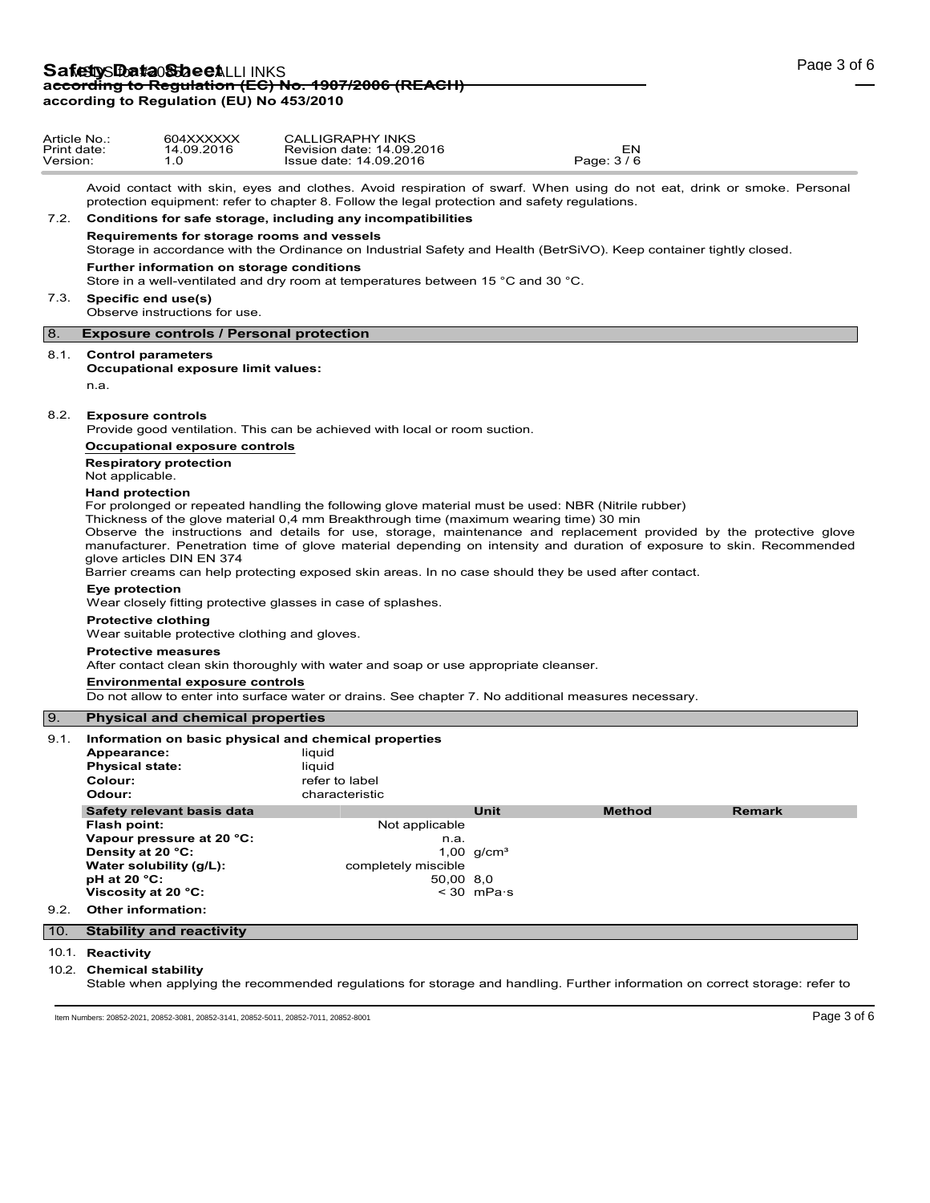| Article No.: | 604XXXXXX | CALLIGRAPHY INKS | |
|---|---|---|---|
| Print date: | 14.09.2016 | Revision date: 14.09.2016 | EN |
| Version: | 1.0 | Issue date: 14.09.2016 | Page: 3 / 6 |

Avoid contact with skin, eyes and clothes. Avoid respiration of swarf. When using do not eat, drink or smoke. Personal protection equipment: refer to chapter 8. Follow the legal protection and safety regulations.

### 7.2. Conditions for safe storage, including any incompatibilities

**Requirements for storage rooms and vessels**

Storage in accordance with the Ordinance on Industrial Safety and Health (BetrSiVO). Keep container tightly closed.

**Further information on storage conditions**

Store in a well-ventilated and dry room at temperatures between 15 °C and 30 °C.

### 7.3. Specific end use(s)

Observe instructions for use.

## 8. Exposure controls / Personal protection

### 8.1. Control parameters

**Occupational exposure limit values:**

n.a.

### 8.2. Exposure controls

Provide good ventilation. This can be achieved with local or room suction.

**Occupational exposure controls**

**Respiratory protection**

Not applicable.

**Hand protection**

For prolonged or repeated handling the following glove material must be used: NBR (Nitrile rubber)

Thickness of the glove material 0,4 mm Breakthrough time (maximum wearing time) 30 min

Observe the instructions and details for use, storage, maintenance and replacement provided by the protective glove manufacturer. Penetration time of glove material depending on intensity and duration of exposure to skin. Recommended glove articles DIN EN 374

Barrier creams can help protecting exposed skin areas. In no case should they be used after contact.

**Eye protection**

Wear closely fitting protective glasses in case of splashes.

**Protective clothing**

Wear suitable protective clothing and gloves.

**Protective measures**

After contact clean skin thoroughly with water and soap or use appropriate cleanser.

**Environmental exposure controls**

Do not allow to enter into surface water or drains. See chapter 7. No additional measures necessary.

## 9. Physical and chemical properties

### 9.1. Information on basic physical and chemical properties

**Appearance:** liquid
**Physical state:** liquid
**Colour:** refer to label
**Odour:** characteristic

| Safety relevant basis data | | Unit | Method | Remark |
|---|---|---|---|---|
| **Flash point:** | Not applicable | | | |
| **Vapour pressure at 20 °C:** | n.a. | | | |
| **Density at 20 °C:** | 1,00 | g/cm³ | | |
| **Water solubility (g/L):** | completely miscible | | | |
| **pH at 20 °C:** | 50,00 | 8,0 | | |
| **Viscosity at 20 °C:** | < 30 | mPa·s | | |

### 9.2. Other information:

## 10. Stability and reactivity

### 10.1. Reactivity

### 10.2. Chemical stability

Stable when applying the recommended regulations for storage and handling. Further information on correct storage: refer to

Item Numbers: 20852-2021, 20852-3081, 20852-3141, 20852-5011, 20852-7011, 20852-8001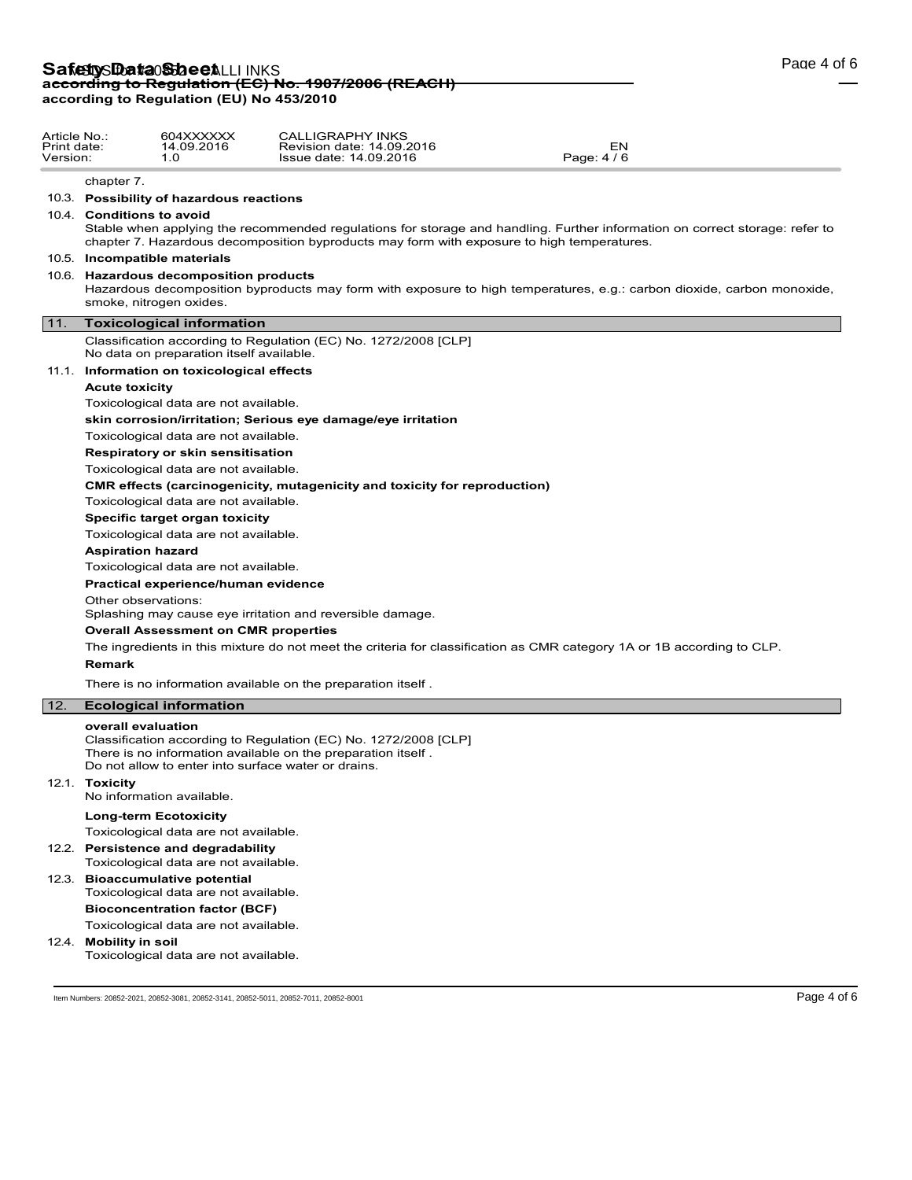chapter 7.

10.3. **Possibility of hazardous reactions**

10.4. **Conditions to avoid**

Stable when applying the recommended regulations for storage and handling. Further information on correct storage: refer to chapter 7. Hazardous decomposition byproducts may form with exposure to high temperatures.

10.5. **Incompatible materials**

10.6. **Hazardous decomposition products**

Hazardous decomposition byproducts may form with exposure to high temperatures, e.g.: carbon dioxide, carbon monoxide, smoke, nitrogen oxides.

## 11. Toxicological information

Classification according to Regulation (EC) No. 1272/2008 [CLP]
No data on preparation itself available.

11.1. **Information on toxicological effects**

**Acute toxicity**

Toxicological data are not available.

**skin corrosion/irritation; Serious eye damage/eye irritation**

Toxicological data are not available.

**Respiratory or skin sensitisation**

Toxicological data are not available.

**CMR effects (carcinogenicity, mutagenicity and toxicity for reproduction)**

Toxicological data are not available.

**Specific target organ toxicity**

Toxicological data are not available.

**Aspiration hazard**

Toxicological data are not available.

**Practical experience/human evidence**

Other observations:
Splashing may cause eye irritation and reversible damage.

**Overall Assessment on CMR properties**

The ingredients in this mixture do not meet the criteria for classification as CMR category 1A or 1B according to CLP.

**Remark**

There is no information available on the preparation itself .

## 12. Ecological information

**overall evaluation**

Classification according to Regulation (EC) No. 1272/2008 [CLP]
There is no information available on the preparation itself .
Do not allow to enter into surface water or drains.

12.1. **Toxicity**

No information available.

**Long-term Ecotoxicity**

Toxicological data are not available.

12.2. **Persistence and degradability**

Toxicological data are not available.

12.3. **Bioaccumulative potential**

Toxicological data are not available.

**Bioconcentration factor (BCF)**

Toxicological data are not available.

12.4. **Mobility in soil**

Toxicological data are not available.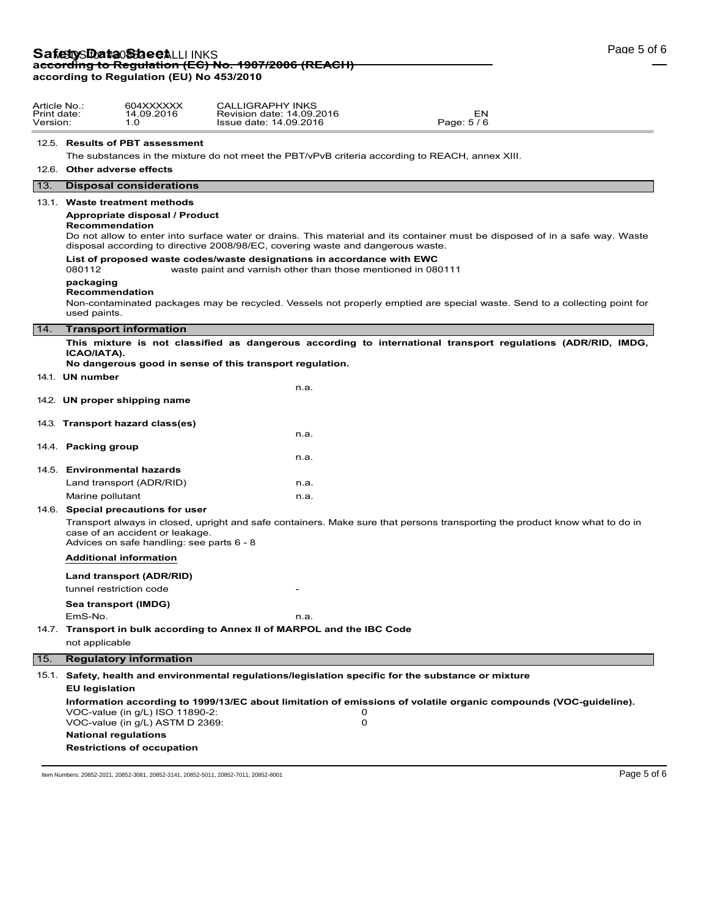| Article No.: | 604XXXXXX | CALLIGRAPHY INKS | |
|---|---|---|---|
| Print date: | 14.09.2016 | Revision date: 14.09.2016 | EN |
| Version: | 1.0 | Issue date: 14.09.2016 | Page: 5 / 6 |

**12.5. Results of PBT assessment**

The substances in the mixture do not meet the PBT/vPvB criteria according to REACH, annex XIII.

**12.6. Other adverse effects**

## 13. Disposal considerations

**13.1. Waste treatment methods**

**Appropriate disposal / Product**
**Recommendation**

Do not allow to enter into surface water or drains. This material and its container must be disposed of in a safe way. Waste disposal according to directive 2008/98/EC, covering waste and dangerous waste.

**List of proposed waste codes/waste designations in accordance with EWC**

080112 waste paint and varnish other than those mentioned in 080111

**packaging**
**Recommendation**

Non-contaminated packages may be recycled. Vessels not properly emptied are special waste. Send to a collecting point for used paints.

## 14. Transport information

**This mixture is not classified as dangerous according to international transport regulations (ADR/RID, IMDG, ICAO/IATA).**
**No dangerous good in sense of this transport regulation.**

**14.1. UN number**

n.a.

**14.2. UN proper shipping name**

**14.3. Transport hazard class(es)**

n.a.

**14.4. Packing group**

n.a.

**14.5. Environmental hazards**

| | |
|---|---|
| Land transport (ADR/RID) | n.a. |
| Marine pollutant | n.a. |

**14.6. Special precautions for user**

Transport always in closed, upright and safe containers. Make sure that persons transporting the product know what to do in case of an accident or leakage.
Advices on safe handling: see parts 6 - 8

**Additional information**

**Land transport (ADR/RID)**

tunnel restriction code -

**Sea transport (IMDG)**

EmS-No. n.a.

**14.7. Transport in bulk according to Annex II of MARPOL and the IBC Code**

not applicable

## 15. Regulatory information

**15.1. Safety, health and environmental regulations/legislation specific for the substance or mixture**

**EU legislation**

**Information according to 1999/13/EC about limitation of emissions of volatile organic compounds (VOC-guideline).**

| | |
|---|---|
| VOC-value (in g/L) ISO 11890-2: | 0 |
| VOC-value (in g/L) ASTM D 2369: | 0 |

**National regulations**

**Restrictions of occupation**

Item Numbers: 20852-2021, 20852-3081, 20852-3141, 20852-5011, 20852-7011, 20852-8001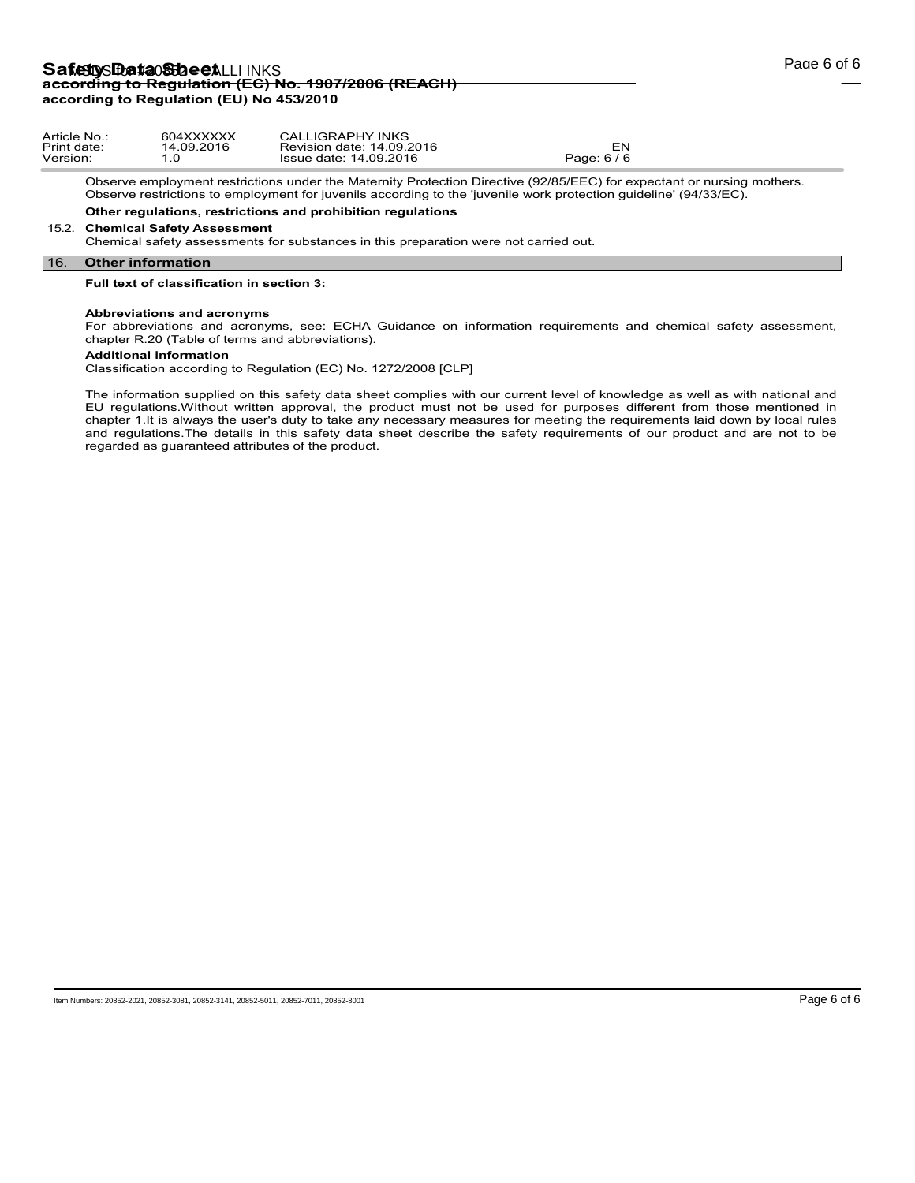Observe employment restrictions under the Maternity Protection Directive (92/85/EEC) for expectant or nursing mothers.
Observe restrictions to employment for juvenils according to the 'juvenile work protection guideline' (94/33/EC).

**Other regulations, restrictions and prohibition regulations**

### 15.2. Chemical Safety Assessment

Chemical safety assessments for substances in this preparation were not carried out.

## 16. Other information

**Full text of classification in section 3:**

**Abbreviations and acronyms**

For abbreviations and acronyms, see: ECHA Guidance on information requirements and chemical safety assessment, chapter R.20 (Table of terms and abbreviations).

**Additional information**

Classification according to Regulation (EC) No. 1272/2008 [CLP]

The information supplied on this safety data sheet complies with our current level of knowledge as well as with national and EU regulations.Without written approval, the product must not be used for purposes different from those mentioned in chapter 1.It is always the user's duty to take any necessary measures for meeting the requirements laid down by local rules and regulations.The details in this safety data sheet describe the safety requirements of our product and are not to be regarded as guaranteed attributes of the product.